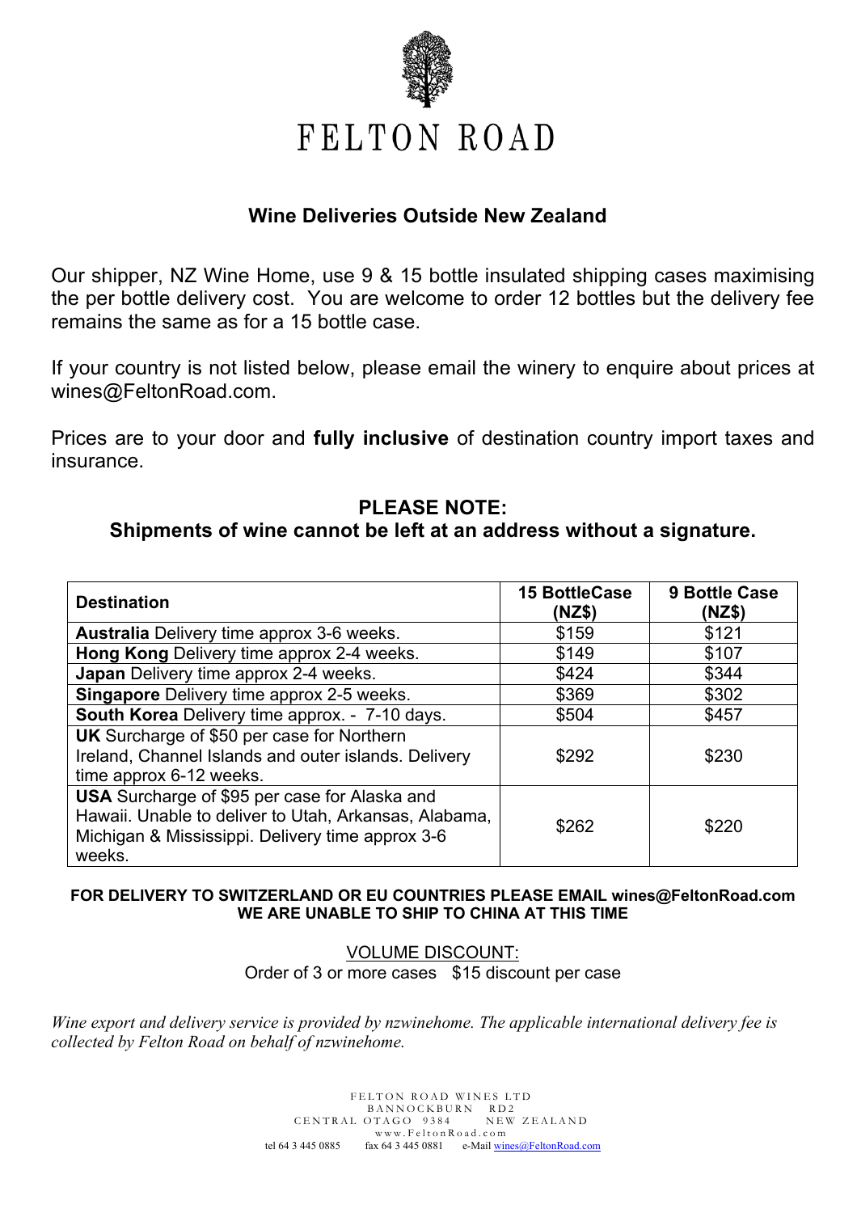# FELTON ROAD

## Wine Deliveries Outside New Zealand

Our shipper, NZ Wine Home, use 9 & 15 bottle insulated shipping cases maximising the per bottle delivery cost. You are welcome to order 12 bottles but the delivery fee remains the same as for a 15 bottle case.

If your country is not listed below, please email the winery to enquire about prices at wines@FeltonRoad.com.

Prices are to your door and **fully inclusive** of destination country import taxes and insurance.

### PLEASE NOTE:
### Shipments of wine cannot be left at an address without a signature.

| Destination | 15 BottleCase (NZ$) | 9 Bottle Case (NZ$) |
|---|---|---|
| **Australia** Delivery time approx 3-6 weeks. | $159 | $121 |
| **Hong Kong** Delivery time approx 2-4 weeks. | $149 | $107 |
| **Japan** Delivery time approx 2-4 weeks. | $424 | $344 |
| **Singapore** Delivery time approx 2-5 weeks. | $369 | $302 |
| **South Korea** Delivery time approx. - 7-10 days. | $504 | $457 |
| **UK** Surcharge of $50 per case for Northern Ireland, Channel Islands and outer islands. Delivery time approx 6-12 weeks. | $292 | $230 |
| **USA** Surcharge of $95 per case for Alaska and Hawaii. Unable to deliver to Utah, Arkansas, Alabama, Michigan & Mississippi. Delivery time approx 3-6 weeks. | $262 | $220 |

**FOR DELIVERY TO SWITZERLAND OR EU COUNTRIES PLEASE EMAIL wines@FeltonRoad.com**
**WE ARE UNABLE TO SHIP TO CHINA AT THIS TIME**

VOLUME DISCOUNT:
Order of 3 or more cases $15 discount per case

*Wine export and delivery service is provided by nzwinehome. The applicable international delivery fee is collected by Felton Road on behalf of nzwinehome.*

FELTON ROAD WINES LTD
BANNOCKBURN RD2
CENTRAL OTAGO 9384 NEW ZEALAND
www.FeltonRoad.com
tel 64 3 445 0885 fax 64 3 445 0881 e-Mail wines@FeltonRoad.com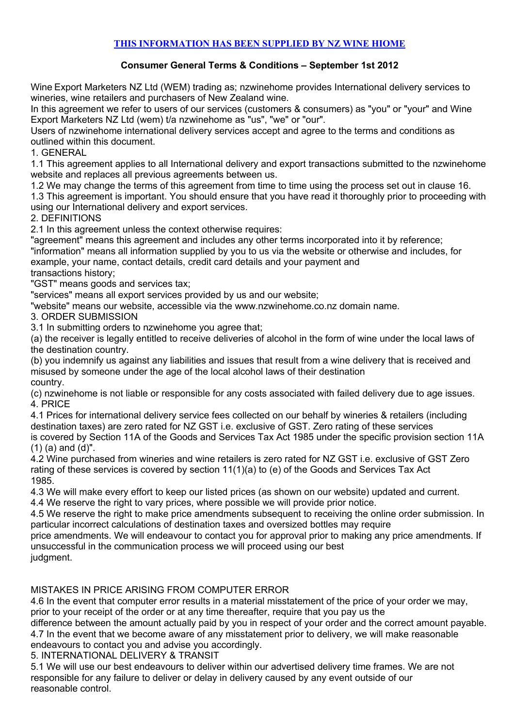**[THIS INFORMATION HAS BEEN SUPPLIED BY NZ WINE HIOME](#)**

**Consumer General Terms & Conditions – September 1st 2012**

Wine Export Marketers NZ Ltd (WEM) trading as; nzwinehome provides International delivery services to wineries, wine retailers and purchasers of New Zealand wine.
In this agreement we refer to users of our services (customers & consumers) as "you" or "your" and Wine Export Marketers NZ Ltd (wem) t/a nzwinehome as "us", "we" or "our".
Users of nzwinehome international delivery services accept and agree to the terms and conditions as outlined within this document.

1. GENERAL

1.1 This agreement applies to all International delivery and export transactions submitted to the nzwinehome website and replaces all previous agreements between us.
1.2 We may change the terms of this agreement from time to time using the process set out in clause 16.
1.3 This agreement is important. You should ensure that you have read it thoroughly prior to proceeding with using our International delivery and export services.

2. DEFINITIONS

2.1 In this agreement unless the context otherwise requires:
"agreement" means this agreement and includes any other terms incorporated into it by reference;
"information" means all information supplied by you to us via the website or otherwise and includes, for example, your name, contact details, credit card details and your payment and transactions history;
"GST" means goods and services tax;
"services" means all export services provided by us and our website;
"website" means our website, accessible via the www.nzwinehome.co.nz domain name.

3. ORDER SUBMISSION

3.1 In submitting orders to nzwinehome you agree that;
(a) the receiver is legally entitled to receive deliveries of alcohol in the form of wine under the local laws of the destination country.
(b) you indemnify us against any liabilities and issues that result from a wine delivery that is received and misused by someone under the age of the local alcohol laws of their destination country.
(c) nzwinehome is not liable or responsible for any costs associated with failed delivery due to age issues.

4. PRICE

4.1 Prices for international delivery service fees collected on our behalf by wineries & retailers (including destination taxes) are zero rated for NZ GST i.e. exclusive of GST. Zero rating of these services is covered by Section 11A of the Goods and Services Tax Act 1985 under the specific provision section 11A (1) (a) and (d)".
4.2 Wine purchased from wineries and wine retailers is zero rated for NZ GST i.e. exclusive of GST Zero rating of these services is covered by section 11(1)(a) to (e) of the Goods and Services Tax Act 1985.
4.3 We will make every effort to keep our listed prices (as shown on our website) updated and current.
4.4 We reserve the right to vary prices, where possible we will provide prior notice.
4.5 We reserve the right to make price amendments subsequent to receiving the online order submission. In particular incorrect calculations of destination taxes and oversized bottles may require price amendments. We will endeavour to contact you for approval prior to making any price amendments. If unsuccessful in the communication process we will proceed using our best judgment.

MISTAKES IN PRICE ARISING FROM COMPUTER ERROR

4.6 In the event that computer error results in a material misstatement of the price of your order we may, prior to your receipt of the order or at any time thereafter, require that you pay us the difference between the amount actually paid by you in respect of your order and the correct amount payable.
4.7 In the event that we become aware of any misstatement prior to delivery, we will make reasonable endeavours to contact you and advise you accordingly.

5. INTERNATIONAL DELIVERY & TRANSIT

5.1 We will use our best endeavours to deliver within our advertised delivery time frames. We are not responsible for any failure to deliver or delay in delivery caused by any event outside of our reasonable control.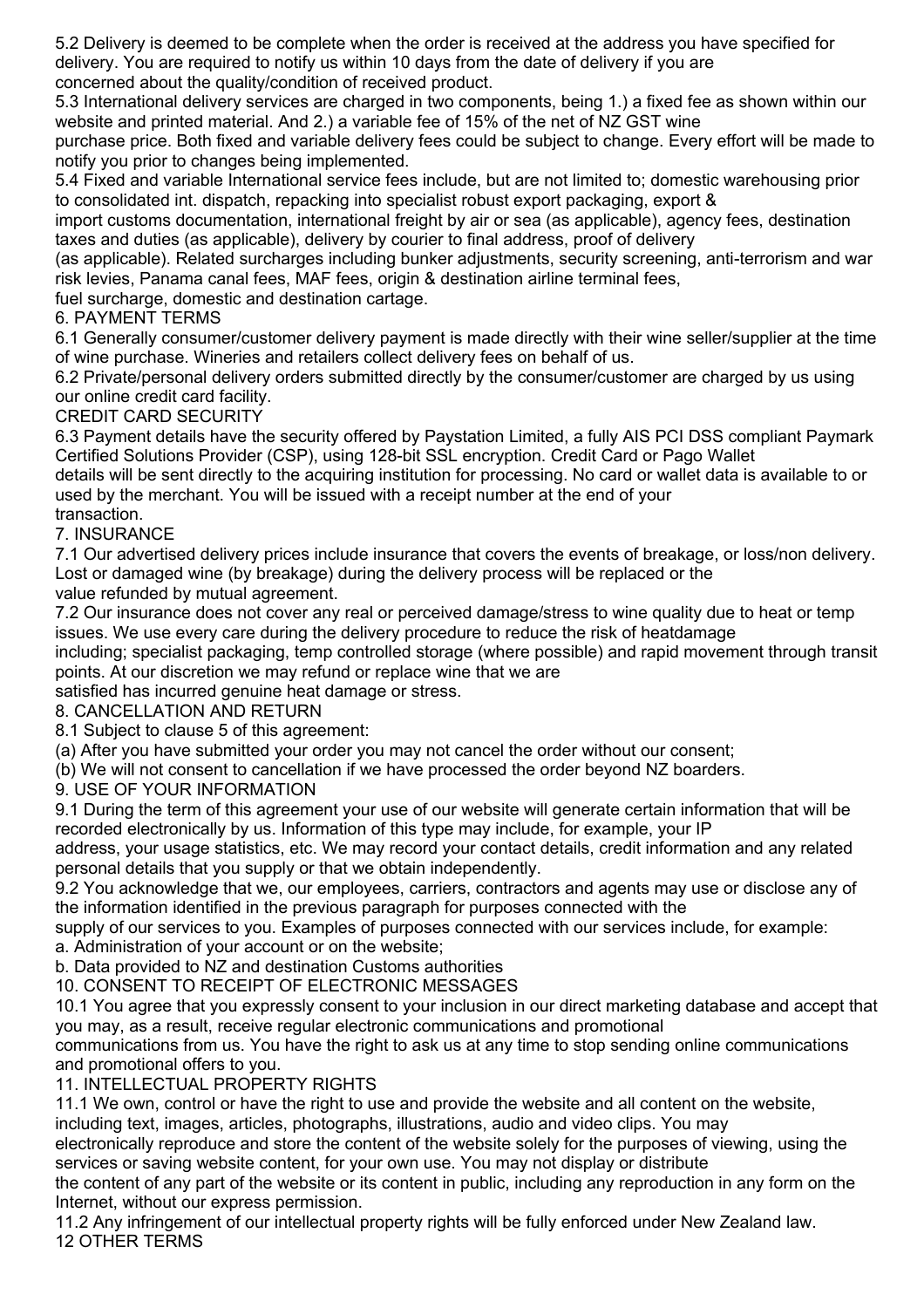5.2 Delivery is deemed to be complete when the order is received at the address you have specified for delivery. You are required to notify us within 10 days from the date of delivery if you are concerned about the quality/condition of received product.

5.3 International delivery services are charged in two components, being 1.) a fixed fee as shown within our website and printed material. And 2.) a variable fee of 15% of the net of NZ GST wine purchase price. Both fixed and variable delivery fees could be subject to change. Every effort will be made to notify you prior to changes being implemented.

5.4 Fixed and variable International service fees include, but are not limited to; domestic warehousing prior to consolidated int. dispatch, repacking into specialist robust export packaging, export & import customs documentation, international freight by air or sea (as applicable), agency fees, destination taxes and duties (as applicable), delivery by courier to final address, proof of delivery (as applicable). Related surcharges including bunker adjustments, security screening, anti-terrorism and war risk levies, Panama canal fees, MAF fees, origin & destination airline terminal fees, fuel surcharge, domestic and destination cartage.

## 6. PAYMENT TERMS

6.1 Generally consumer/customer delivery payment is made directly with their wine seller/supplier at the time of wine purchase. Wineries and retailers collect delivery fees on behalf of us.

6.2 Private/personal delivery orders submitted directly by the consumer/customer are charged by us using our online credit card facility.

### CREDIT CARD SECURITY

6.3 Payment details have the security offered by Paystation Limited, a fully AIS PCI DSS compliant Paymark Certified Solutions Provider (CSP), using 128-bit SSL encryption. Credit Card or Pago Wallet details will be sent directly to the acquiring institution for processing. No card or wallet data is available to or used by the merchant. You will be issued with a receipt number at the end of your transaction.

## 7. INSURANCE

7.1 Our advertised delivery prices include insurance that covers the events of breakage, or loss/non delivery. Lost or damaged wine (by breakage) during the delivery process will be replaced or the value refunded by mutual agreement.

7.2 Our insurance does not cover any real or perceived damage/stress to wine quality due to heat or temp issues. We use every care during the delivery procedure to reduce the risk of heatdamage including; specialist packaging, temp controlled storage (where possible) and rapid movement through transit points. At our discretion we may refund or replace wine that we are satisfied has incurred genuine heat damage or stress.

## 8. CANCELLATION AND RETURN

8.1 Subject to clause 5 of this agreement:

(a) After you have submitted your order you may not cancel the order without our consent;

(b) We will not consent to cancellation if we have processed the order beyond NZ boarders.

## 9. USE OF YOUR INFORMATION

9.1 During the term of this agreement your use of our website will generate certain information that will be recorded electronically by us. Information of this type may include, for example, your IP address, your usage statistics, etc. We may record your contact details, credit information and any related personal details that you supply or that we obtain independently.

9.2 You acknowledge that we, our employees, carriers, contractors and agents may use or disclose any of the information identified in the previous paragraph for purposes connected with the supply of our services to you. Examples of purposes connected with our services include, for example:

a. Administration of your account or on the website;

b. Data provided to NZ and destination Customs authorities

## 10. CONSENT TO RECEIPT OF ELECTRONIC MESSAGES

10.1 You agree that you expressly consent to your inclusion in our direct marketing database and accept that you may, as a result, receive regular electronic communications and promotional communications from us. You have the right to ask us at any time to stop sending online communications and promotional offers to you.

## 11. INTELLECTUAL PROPERTY RIGHTS

11.1 We own, control or have the right to use and provide the website and all content on the website, including text, images, articles, photographs, illustrations, audio and video clips. You may electronically reproduce and store the content of the website solely for the purposes of viewing, using the services or saving website content, for your own use. You may not display or distribute the content of any part of the website or its content in public, including any reproduction in any form on the Internet, without our express permission.

11.2 Any infringement of our intellectual property rights will be fully enforced under New Zealand law.

## 12 OTHER TERMS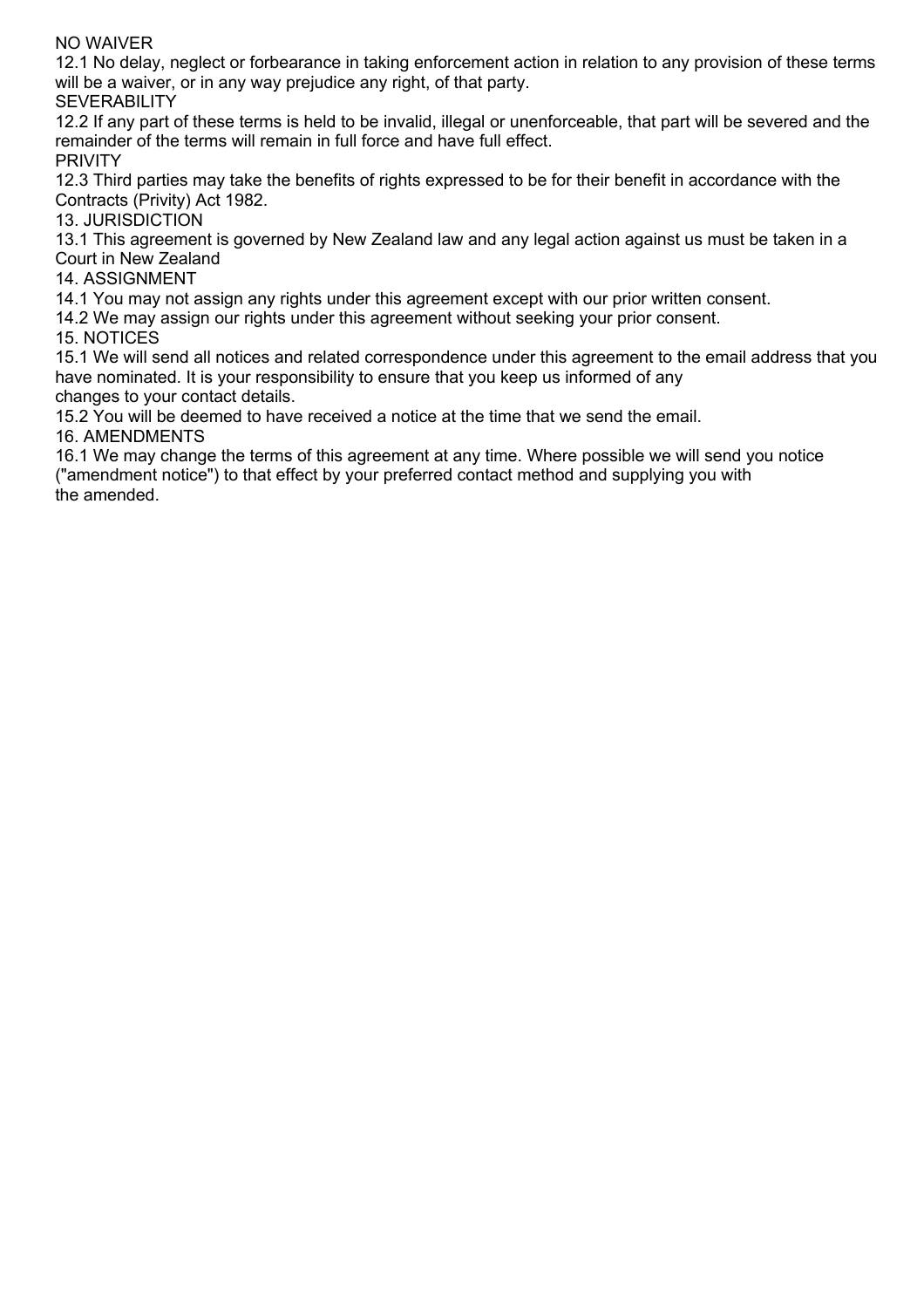NO WAIVER

12.1 No delay, neglect or forbearance in taking enforcement action in relation to any provision of these terms will be a waiver, or in any way prejudice any right, of that party.

SEVERABILITY

12.2 If any part of these terms is held to be invalid, illegal or unenforceable, that part will be severed and the remainder of the terms will remain in full force and have full effect.

PRIVITY

12.3 Third parties may take the benefits of rights expressed to be for their benefit in accordance with the Contracts (Privity) Act 1982.

13. JURISDICTION

13.1 This agreement is governed by New Zealand law and any legal action against us must be taken in a Court in New Zealand

14. ASSIGNMENT

14.1 You may not assign any rights under this agreement except with our prior written consent.

14.2 We may assign our rights under this agreement without seeking your prior consent.

15. NOTICES

15.1 We will send all notices and related correspondence under this agreement to the email address that you have nominated. It is your responsibility to ensure that you keep us informed of any changes to your contact details.

15.2 You will be deemed to have received a notice at the time that we send the email.

16. AMENDMENTS

16.1 We may change the terms of this agreement at any time. Where possible we will send you notice ("amendment notice") to that effect by your preferred contact method and supplying you with the amended.